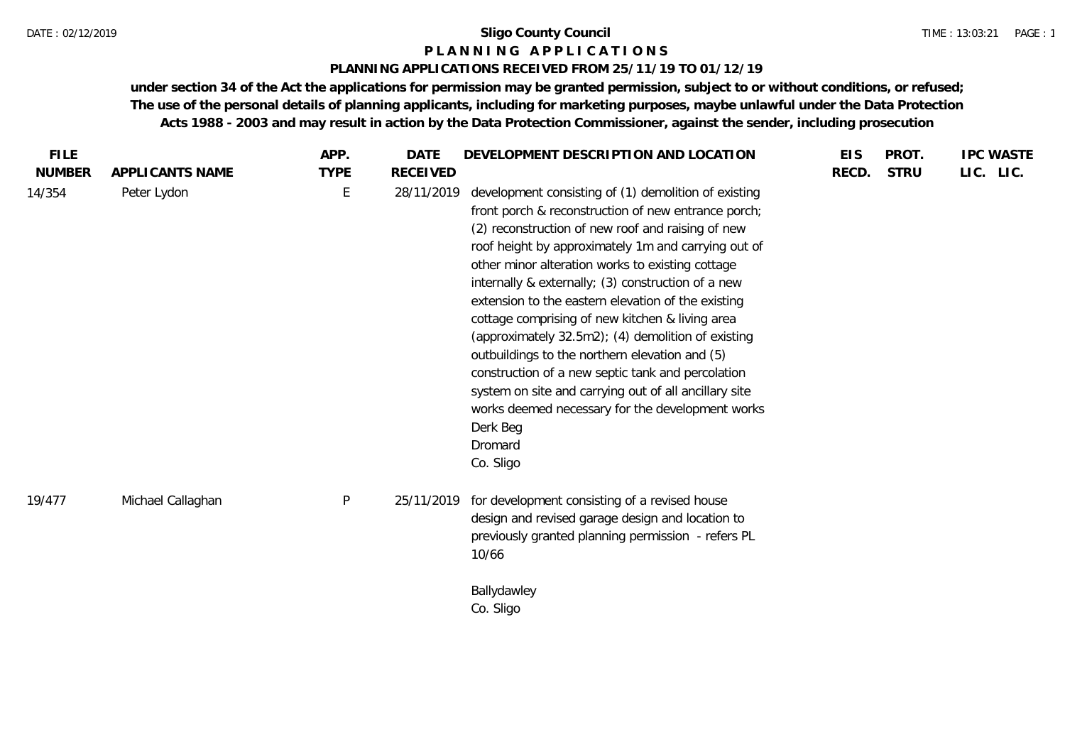# Sligo County Council

## P L A N N I N G   A P P L I C A T I O N S

### PLANNING APPLICATIONS RECEIVED FROM 25/11/19 TO 01/12/19

**under section 34 of the Act the applications for permission may be granted permission, subject to or without conditions, or refused; The use of the personal details of planning applicants, including for marketing purposes, maybe unlawful under the Data Protection Acts 1988 - 2003 and may result in action by the Data Protection Commissioner, against the sender, including prosecution**

| FILE NUMBER | APPLICANTS NAME | APP. TYPE | DATE RECEIVED | DEVELOPMENT DESCRIPTION AND LOCATION | EIS RECD. | PROT. STRU | IPC LIC. | WASTE LIC. |
|---|---|---|---|---|---|---|---|---|
| 14/354 | Peter Lydon | E | 28/11/2019 | development consisting of (1) demolition of existing front porch & reconstruction of new entrance porch; (2) reconstruction of new roof and raising of new roof height by approximately 1m and carrying out of other minor alteration works to existing cottage internally & externally; (3) construction of a new extension to the eastern elevation of the existing cottage comprising of new kitchen & living area (approximately 32.5m2); (4) demolition of existing outbuildings to the northern elevation and (5) construction of a new septic tank and percolation system on site and carrying out of all ancillary site works deemed necessary for the development works Derk Beg Dromard Co. Sligo | | | | |
| 19/477 | Michael Callaghan | P | 25/11/2019 | for development consisting of a revised house design and revised garage design and location to previously granted planning permission - refers PL 10/66 Ballydawley Co. Sligo | | | | |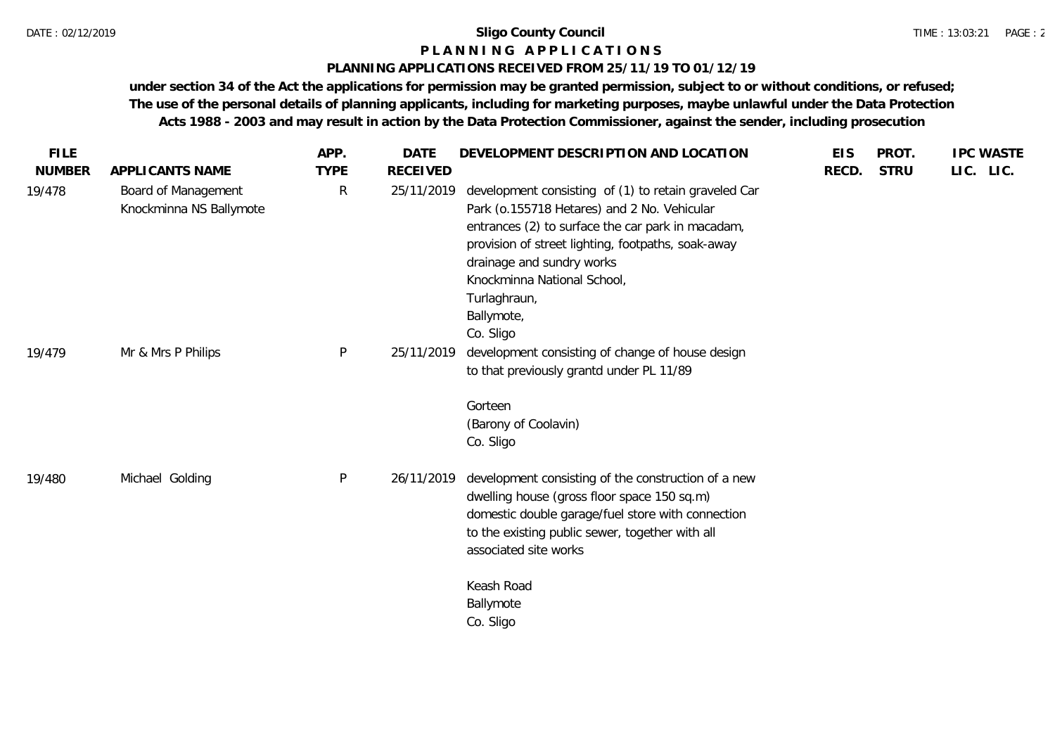**Sligo County Council**

**P L A N N I N G   A P P L I C A T I O N S**

**PLANNING APPLICATIONS RECEIVED FROM 25/11/19 TO 01/12/19**

**under section 34 of the Act the applications for permission may be granted permission, subject to or without conditions, or refused; The use of the personal details of planning applicants, including for marketing purposes, maybe unlawful under the Data Protection Acts 1988 - 2003 and may result in action by the Data Protection Commissioner, against the sender, including prosecution**

| FILE NUMBER | APPLICANTS NAME | APP. TYPE | DATE RECEIVED | DEVELOPMENT DESCRIPTION AND LOCATION | EIS RECD. | PROT. STRU | IPC LIC. | WASTE LIC. |
|---|---|---|---|---|---|---|---|---|
| 19/478 | Board of Management Knockminna NS Ballymote | R | 25/11/2019 | development consisting of (1) to retain graveled Car Park (o.155718 Hetares) and 2 No. Vehicular entrances (2) to surface the car park in macadam, provision of street lighting, footpaths, soak-away drainage and sundry works<br>Knockminna National School,<br>Turlaghraun,<br>Ballymote,<br>Co. Sligo | | | | |
| 19/479 | Mr & Mrs P Philips | P | 25/11/2019 | development consisting of change of house design to that previously grantd under PL 11/89<br><br>Gorteen<br>(Barony of Coolavin)<br>Co. Sligo | | | | |
| 19/480 | Michael Golding | P | 26/11/2019 | development consisting of the construction of a new dwelling house (gross floor space 150 sq.m) domestic double garage/fuel store with connection to the existing public sewer, together with all associated site works<br><br>Keash Road<br>Ballymote<br>Co. Sligo | | | | |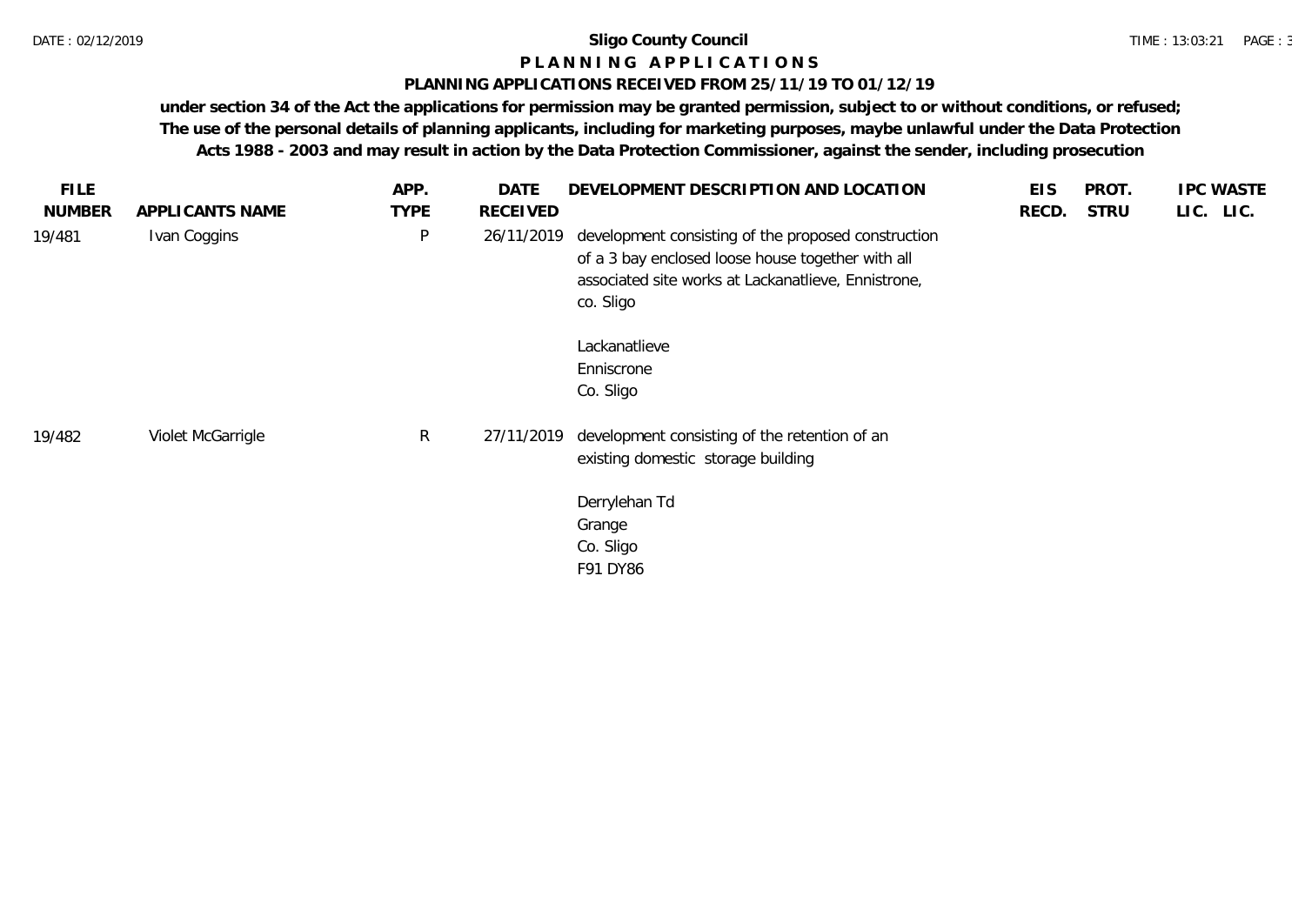**Sligo County Council**

**P L A N N I N G   A P P L I C A T I O N S**

**PLANNING APPLICATIONS RECEIVED FROM 25/11/19 TO 01/12/19**

**under section 34 of the Act the applications for permission may be granted permission, subject to or without conditions, or refused; The use of the personal details of planning applicants, including for marketing purposes, maybe unlawful under the Data Protection Acts 1988 - 2003 and may result in action by the Data Protection Commissioner, against the sender, including prosecution**

| FILE NUMBER | APPLICANTS NAME | APP. TYPE | DATE RECEIVED | DEVELOPMENT DESCRIPTION AND LOCATION | EIS RECD. | PROT. STRU | IPC LIC. | WASTE LIC. |
|---|---|---|---|---|---|---|---|---|
| 19/481 | Ivan Coggins | P | 26/11/2019 | development consisting of the proposed construction of a 3 bay enclosed loose house together with all associated site works at Lackanatlieve, Ennistrone, co. Sligo<br><br>Lackanatlieve<br>Enniscrone<br>Co. Sligo | | | | |
| 19/482 | Violet McGarrigle | R | 27/11/2019 | development consisting of the retention of an existing domestic storage building<br><br>Derrylehan Td<br>Grange<br>Co. Sligo<br>F91 DY86 | | | | |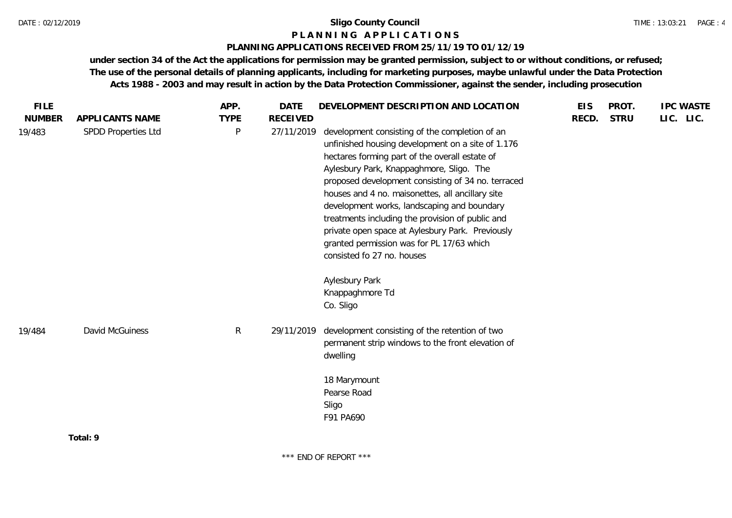**Sligo County Council**

**P L A N N I N G   A P P L I C A T I O N S**

**PLANNING APPLICATIONS RECEIVED FROM 25/11/19 TO 01/12/19**

**under section 34 of the Act the applications for permission may be granted permission, subject to or without conditions, or refused; The use of the personal details of planning applicants, including for marketing purposes, maybe unlawful under the Data Protection Acts 1988 - 2003 and may result in action by the Data Protection Commissioner, against the sender, including prosecution**

| FILE NUMBER | APPLICANTS NAME | APP. TYPE | DATE RECEIVED | DEVELOPMENT DESCRIPTION AND LOCATION | EIS RECD. | PROT. STRU | IPC LIC. | WASTE LIC. |
|---|---|---|---|---|---|---|---|---|
| 19/483 | SPDD Properties Ltd | P | 27/11/2019 | development consisting of the completion of an unfinished housing development on a site of 1.176 hectares forming part of the overall estate of Aylesbury Park, Knappaghmore, Sligo. The proposed development consisting of 34 no. terraced houses and 4 no. maisonettes, all ancillary site development works, landscaping and boundary treatments including the provision of public and private open space at Aylesbury Park. Previously granted permission was for PL 17/63 which consisted fo 27 no. houses<br><br>Aylesbury Park<br>Knappaghmore Td<br>Co. Sligo | | | | |
| 19/484 | David McGuiness | R | 29/11/2019 | development consisting of the retention of two permanent strip windows to the front elevation of dwelling<br><br>18 Marymount<br>Pearse Road<br>Sligo<br>F91 PA690 | | | | |

**Total: 9**

\*\*\* END OF REPORT \*\*\*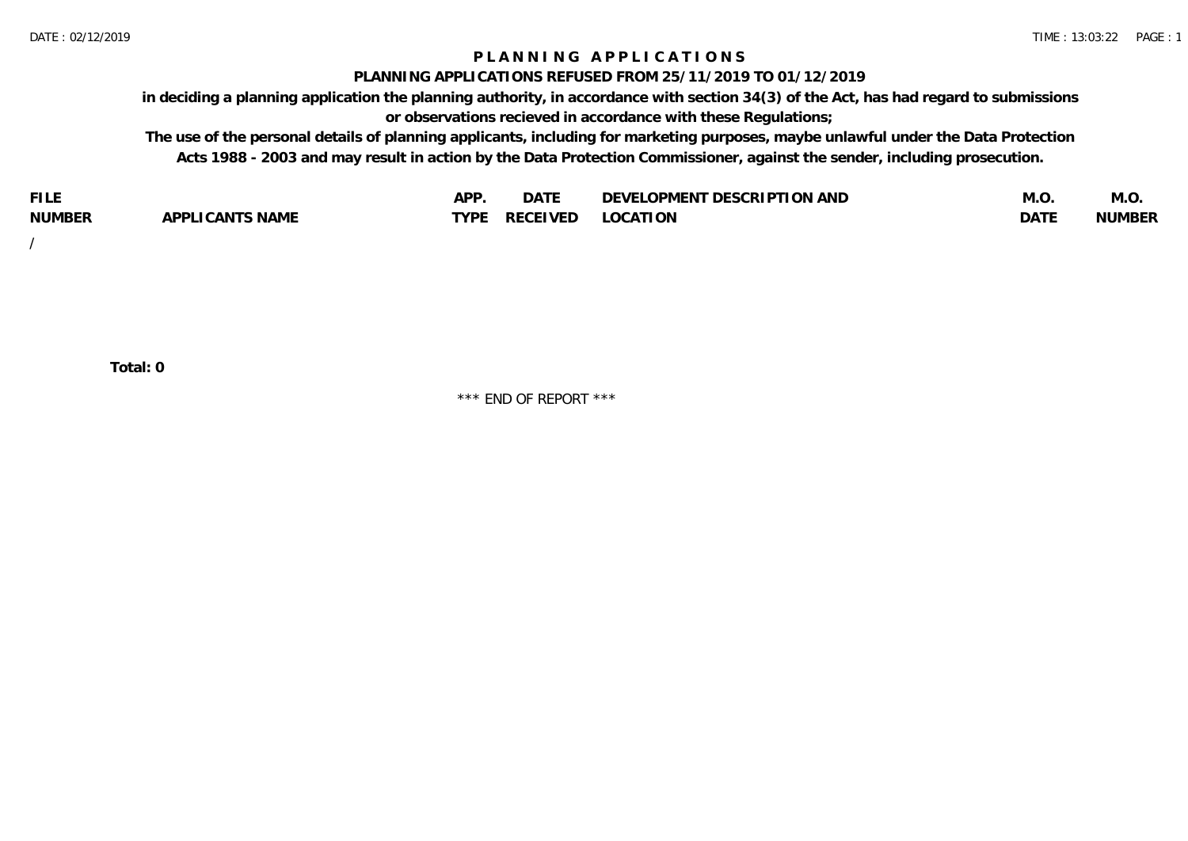# P L A N N I N G   A P P L I C A T I O N S

## PLANNING APPLICATIONS REFUSED FROM 25/11/2019 TO 01/12/2019

**in deciding a planning application the planning authority, in accordance with section 34(3) of the Act, has had regard to submissions or observations recieved in accordance with these Regulations;**

**The use of the personal details of planning applicants, including for marketing purposes, maybe unlawful under the Data Protection Acts 1988 - 2003 and may result in action by the Data Protection Commissioner, against the sender, including prosecution.**

| FILE NUMBER | APPLICANTS NAME | APP. TYPE | DATE RECEIVED | DEVELOPMENT DESCRIPTION AND LOCATION | M.O. DATE | M.O. NUMBER |
|---|---|---|---|---|---|---|
| / | | | | | | |

**Total: 0**

\*\*\* END OF REPORT \*\*\*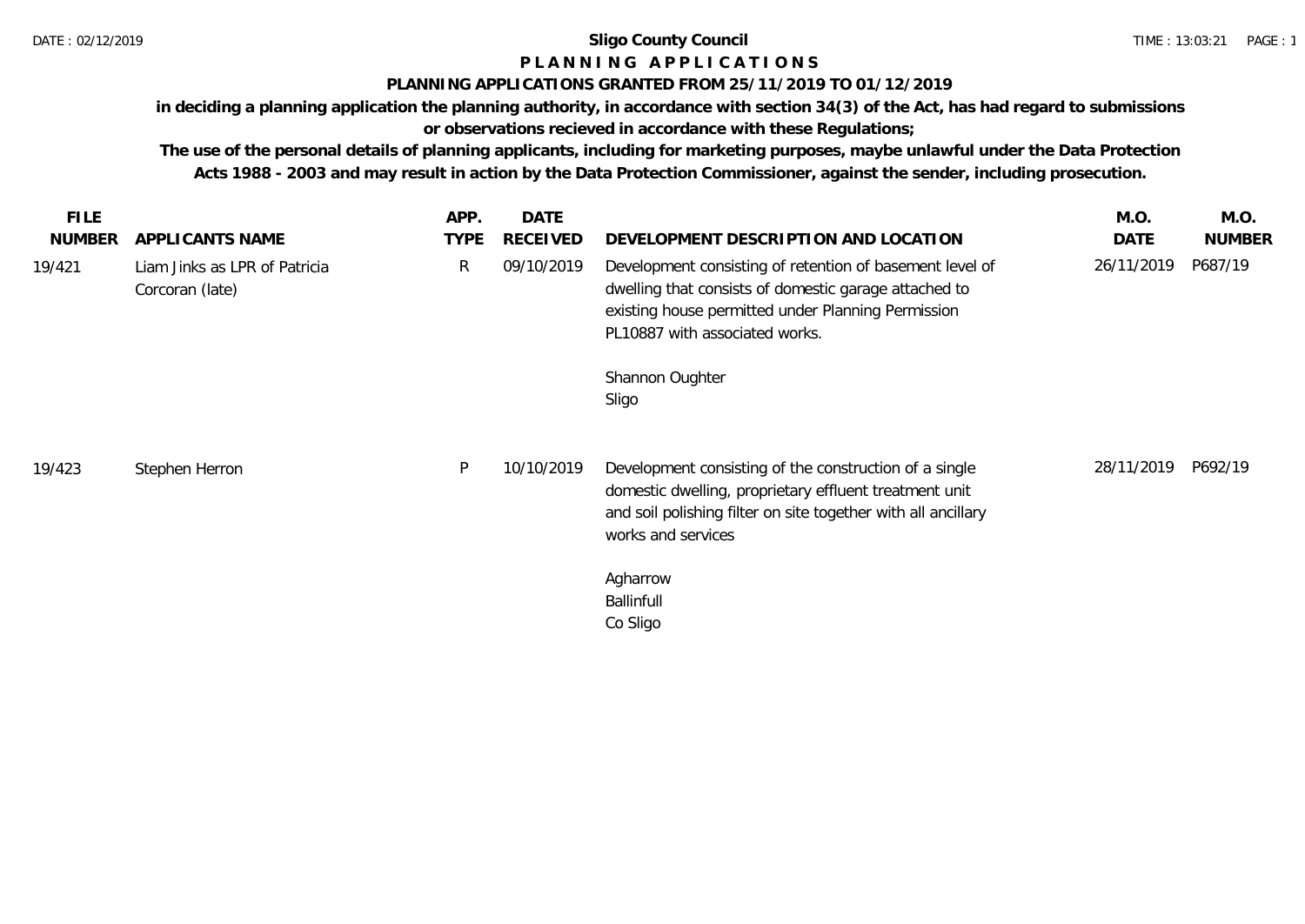# Sligo County Council

## P L A N N I N G   A P P L I C A T I O N S

### PLANNING APPLICATIONS GRANTED FROM 25/11/2019 TO 01/12/2019

**in deciding a planning application the planning authority, in accordance with section 34(3) of the Act, has had regard to submissions or observations recieved in accordance with these Regulations;**

**The use of the personal details of planning applicants, including for marketing purposes, maybe unlawful under the Data Protection Acts 1988 - 2003 and may result in action by the Data Protection Commissioner, against the sender, including prosecution.**

| FILE NUMBER | APPLICANTS NAME | APP. TYPE | DATE RECEIVED | DEVELOPMENT DESCRIPTION AND LOCATION | M.O. DATE | M.O. NUMBER |
|---|---|---|---|---|---|---|
| 19/421 | Liam Jinks as LPR of Patricia Corcoran (late) | R | 09/10/2019 | Development consisting of retention of basement level of dwelling that consists of domestic garage attached to existing house permitted under Planning Permission PL10887 with associated works.<br><br>Shannon Oughter<br>Sligo | 26/11/2019 | P687/19 |
| 19/423 | Stephen Herron | P | 10/10/2019 | Development consisting of the construction of a single domestic dwelling, proprietary effluent treatment unit and soil polishing filter on site together with all ancillary works and services<br><br>Agharrow<br>Ballinfull<br>Co Sligo | 28/11/2019 | P692/19 |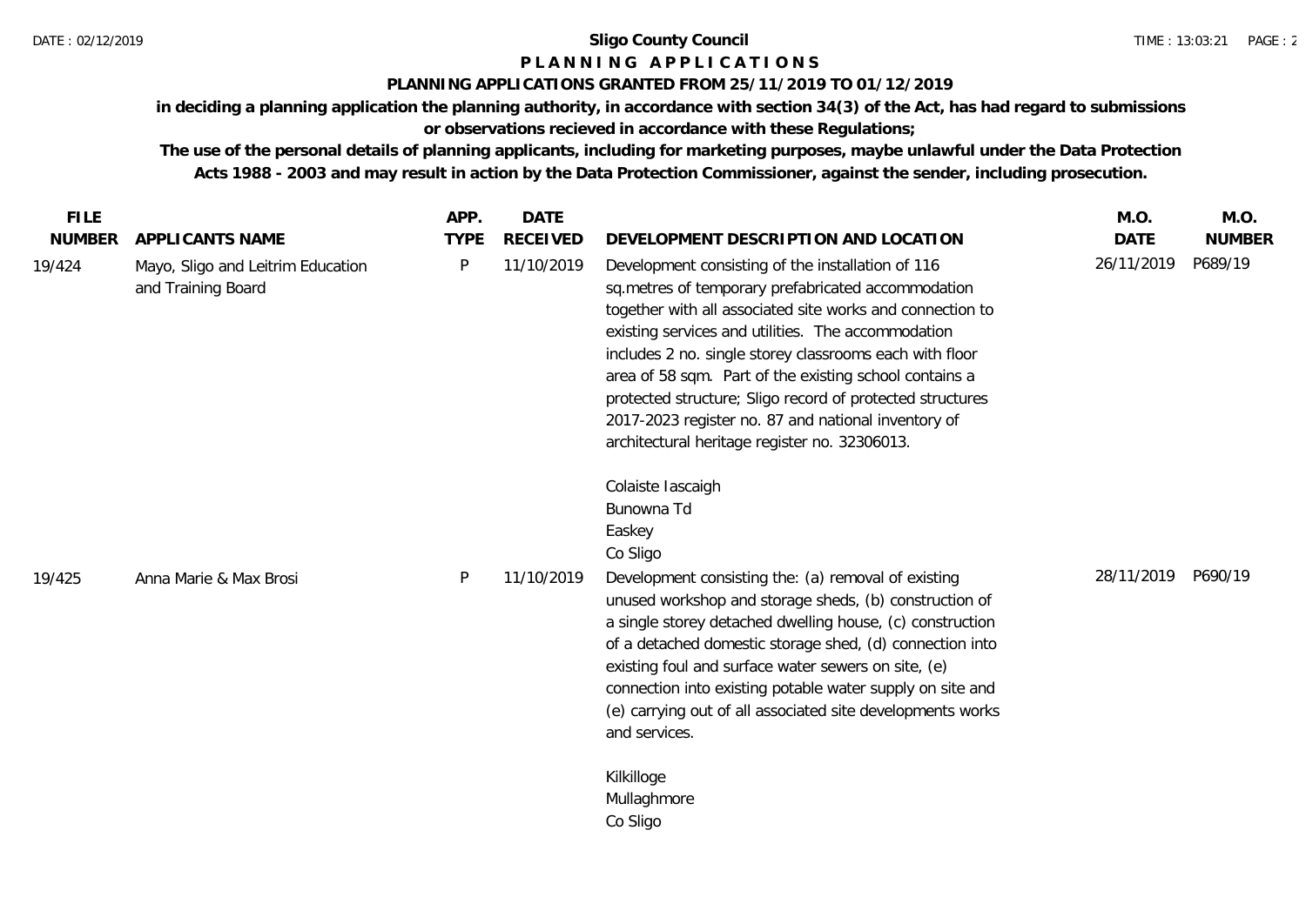**Sligo County Council**

**P L A N N I N G   A P P L I C A T I O N S**

**PLANNING APPLICATIONS GRANTED FROM 25/11/2019 TO 01/12/2019**

**in deciding a planning application the planning authority, in accordance with section 34(3) of the Act, has had regard to submissions or observations recieved in accordance with these Regulations;**

**The use of the personal details of planning applicants, including for marketing purposes, maybe unlawful under the Data Protection Acts 1988 - 2003 and may result in action by the Data Protection Commissioner, against the sender, including prosecution.**

| FILE NUMBER | APPLICANTS NAME | APP. TYPE | DATE RECEIVED | DEVELOPMENT DESCRIPTION AND LOCATION | M.O. DATE | M.O. NUMBER |
|---|---|---|---|---|---|---|
| 19/424 | Mayo, Sligo and Leitrim Education and Training Board | P | 11/10/2019 | Development consisting of the installation of 116 sq.metres of temporary prefabricated accommodation together with all associated site works and connection to existing services and utilities. The accommodation includes 2 no. single storey classrooms each with floor area of 58 sqm. Part of the existing school contains a protected structure; Sligo record of protected structures 2017-2023 register no. 87 and national inventory of architectural heritage register no. 32306013.<br><br>Colaiste Iascaigh<br>Bunowna Td<br>Easkey<br>Co Sligo | 26/11/2019 | P689/19 |
| 19/425 | Anna Marie & Max Brosi | P | 11/10/2019 | Development consisting the: (a) removal of existing unused workshop and storage sheds, (b) construction of a single storey detached dwelling house, (c) construction of a detached domestic storage shed, (d) connection into existing foul and surface water sewers on site, (e) connection into existing potable water supply on site and (e) carrying out of all associated site developments works and services.<br><br>Kilkilloge<br>Mullaghmore<br>Co Sligo | 28/11/2019 | P690/19 |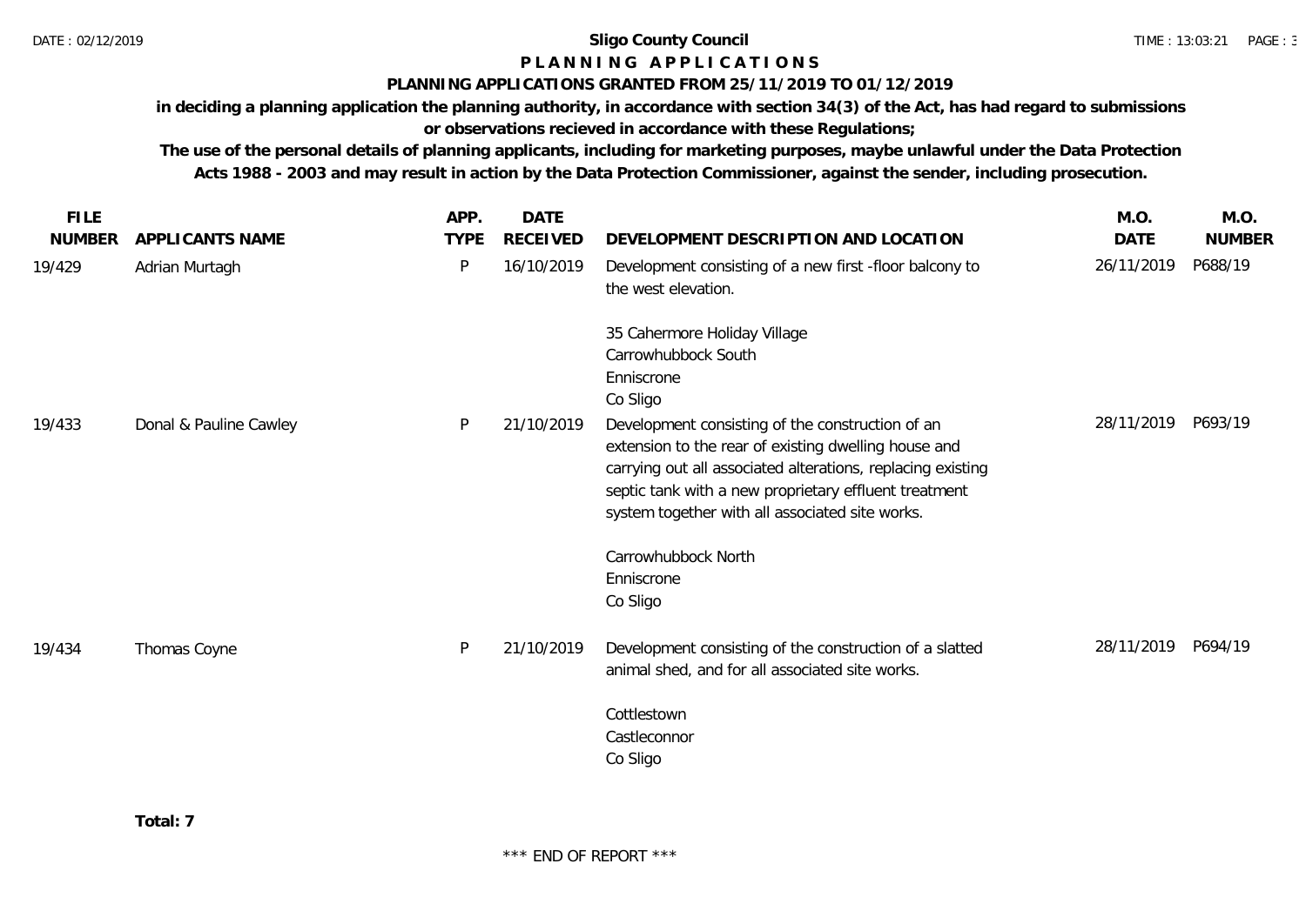**Sligo County Council**

**P L A N N I N G   A P P L I C A T I O N S**

**PLANNING APPLICATIONS GRANTED FROM 25/11/2019 TO 01/12/2019**

**in deciding a planning application the planning authority, in accordance with section 34(3) of the Act, has had regard to submissions or observations recieved in accordance with these Regulations;**

**The use of the personal details of planning applicants, including for marketing purposes, maybe unlawful under the Data Protection Acts 1988 - 2003 and may result in action by the Data Protection Commissioner, against the sender, including prosecution.**

| FILE NUMBER | APPLICANTS NAME | APP. TYPE | DATE RECEIVED | DEVELOPMENT DESCRIPTION AND LOCATION | M.O. DATE | M.O. NUMBER |
|---|---|---|---|---|---|---|
| 19/429 | Adrian Murtagh | P | 16/10/2019 | Development consisting of a new first -floor balcony to the west elevation.<br><br>35 Cahermore Holiday Village<br>Carrowhubbock South<br>Enniscrone<br>Co Sligo | 26/11/2019 | P688/19 |
| 19/433 | Donal & Pauline Cawley | P | 21/10/2019 | Development consisting of the construction of an extension to the rear of existing dwelling house and carrying out all associated alterations, replacing existing septic tank with a new proprietary effluent treatment system together with all associated site works.<br><br>Carrowhubbock North<br>Enniscrone<br>Co Sligo | 28/11/2019 | P693/19 |
| 19/434 | Thomas Coyne | P | 21/10/2019 | Development consisting of the construction of a slatted animal shed, and for all associated site works.<br><br>Cottlestown<br>Castleconnor<br>Co Sligo | 28/11/2019 | P694/19 |

**Total: 7**

\*\*\* END OF REPORT \*\*\*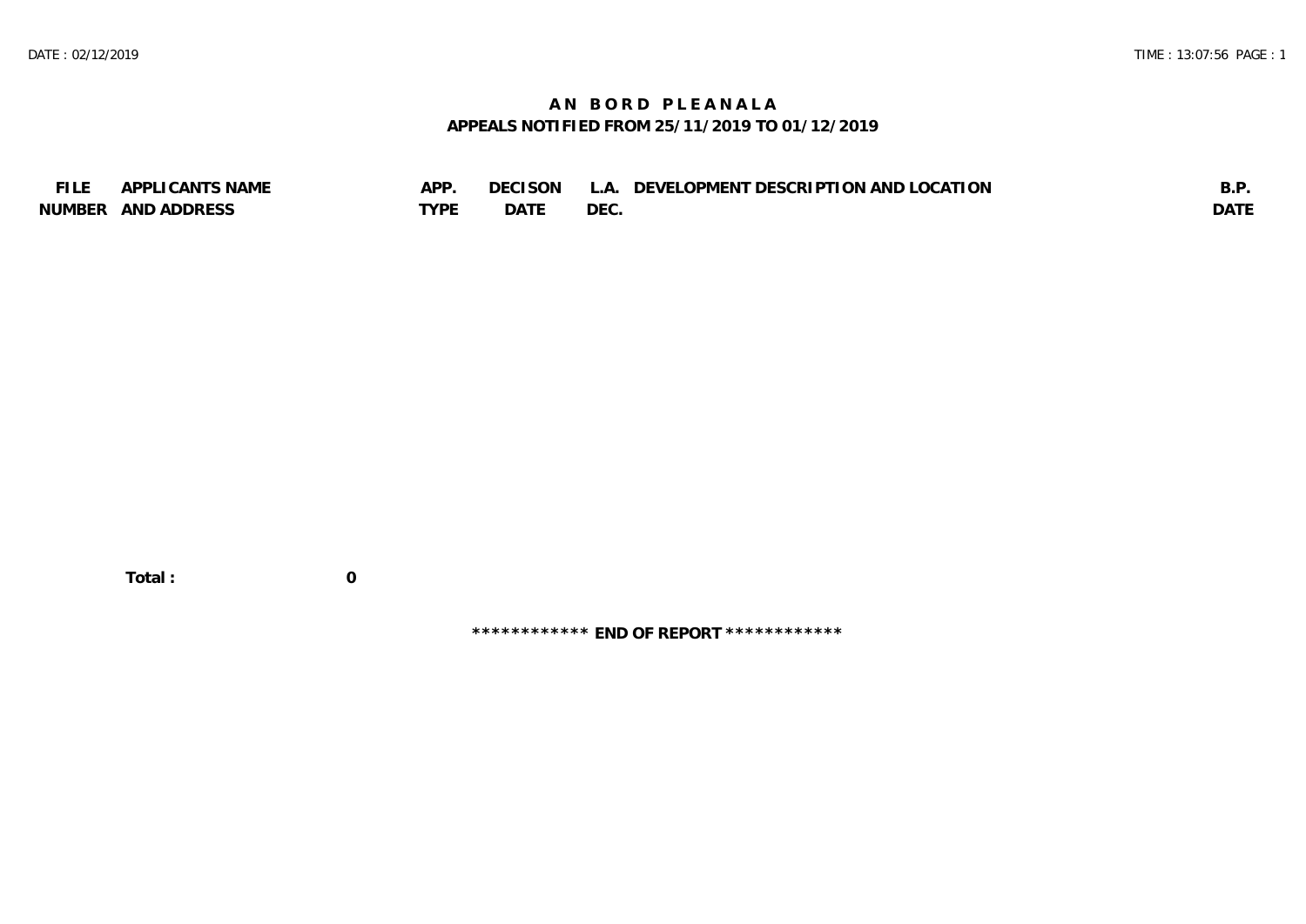# AN BORD PLEANALA

## APPEALS NOTIFIED FROM 25/11/2019 TO 01/12/2019

| FILE NUMBER | APPLICANTS NAME AND ADDRESS | APP. TYPE | DECISON DATE | L.A. DEC. | DEVELOPMENT DESCRIPTION AND LOCATION | B.P. DATE |
|---|---|---|---|---|---|---|

**Total : 0**

************ **END OF REPORT** ************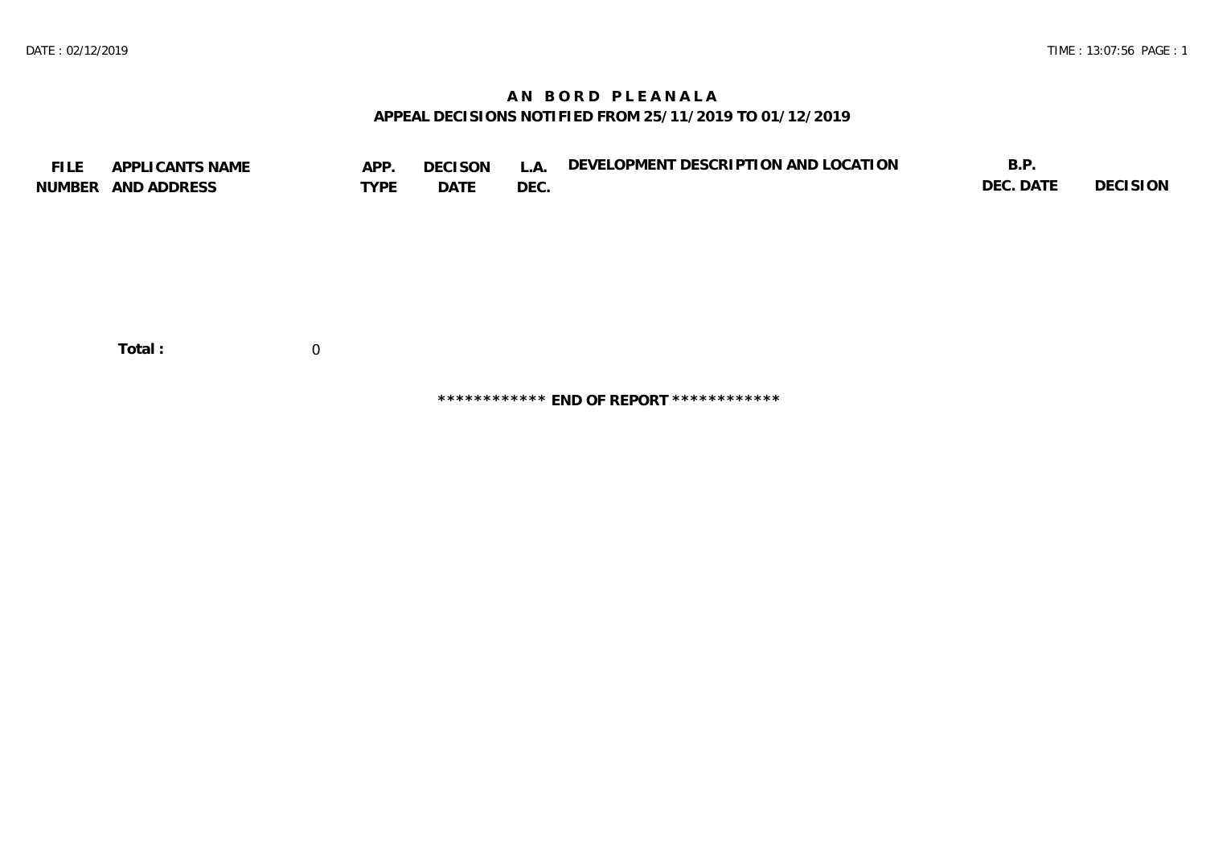# AN BORD PLEANALA

## APPEAL DECISIONS NOTIFIED FROM 25/11/2019 TO 01/12/2019

| FILE NUMBER | APPLICANTS NAME AND ADDRESS | APP. TYPE | DECISON DATE | L.A. DEC. | DEVELOPMENT DESCRIPTION AND LOCATION | B.P. DEC. DATE | DECISION |
|---|---|---|---|---|---|---|---|

**Total :** 0

************ **END OF REPORT** ************